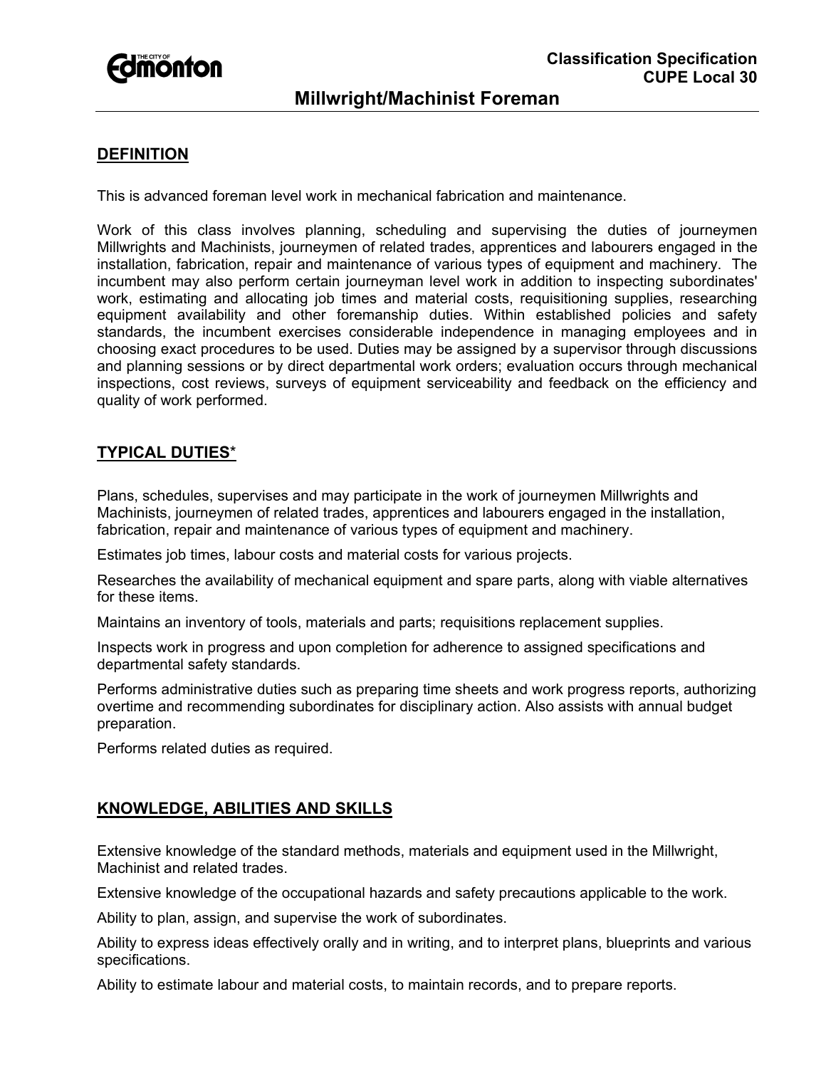Classification Specification
CUPE Local 30

# Millwright/Machinist Foreman

## DEFINITION

This is advanced foreman level work in mechanical fabrication and maintenance.

Work of this class involves planning, scheduling and supervising the duties of journeymen Millwrights and Machinists, journeymen of related trades, apprentices and labourers engaged in the installation, fabrication, repair and maintenance of various types of equipment and machinery. The incumbent may also perform certain journeyman level work in addition to inspecting subordinates' work, estimating and allocating job times and material costs, requisitioning supplies, researching equipment availability and other foremanship duties. Within established policies and safety standards, the incumbent exercises considerable independence in managing employees and in choosing exact procedures to be used. Duties may be assigned by a supervisor through discussions and planning sessions or by direct departmental work orders; evaluation occurs through mechanical inspections, cost reviews, surveys of equipment serviceability and feedback on the efficiency and quality of work performed.

## TYPICAL DUTIES*

Plans, schedules, supervises and may participate in the work of journeymen Millwrights and Machinists, journeymen of related trades, apprentices and labourers engaged in the installation, fabrication, repair and maintenance of various types of equipment and machinery.

Estimates job times, labour costs and material costs for various projects.

Researches the availability of mechanical equipment and spare parts, along with viable alternatives for these items.

Maintains an inventory of tools, materials and parts; requisitions replacement supplies.

Inspects work in progress and upon completion for adherence to assigned specifications and departmental safety standards.

Performs administrative duties such as preparing time sheets and work progress reports, authorizing overtime and recommending subordinates for disciplinary action. Also assists with annual budget preparation.

Performs related duties as required.

## KNOWLEDGE, ABILITIES AND SKILLS

Extensive knowledge of the standard methods, materials and equipment used in the Millwright, Machinist and related trades.

Extensive knowledge of the occupational hazards and safety precautions applicable to the work.

Ability to plan, assign, and supervise the work of subordinates.

Ability to express ideas effectively orally and in writing, and to interpret plans, blueprints and various specifications.

Ability to estimate labour and material costs, to maintain records, and to prepare reports.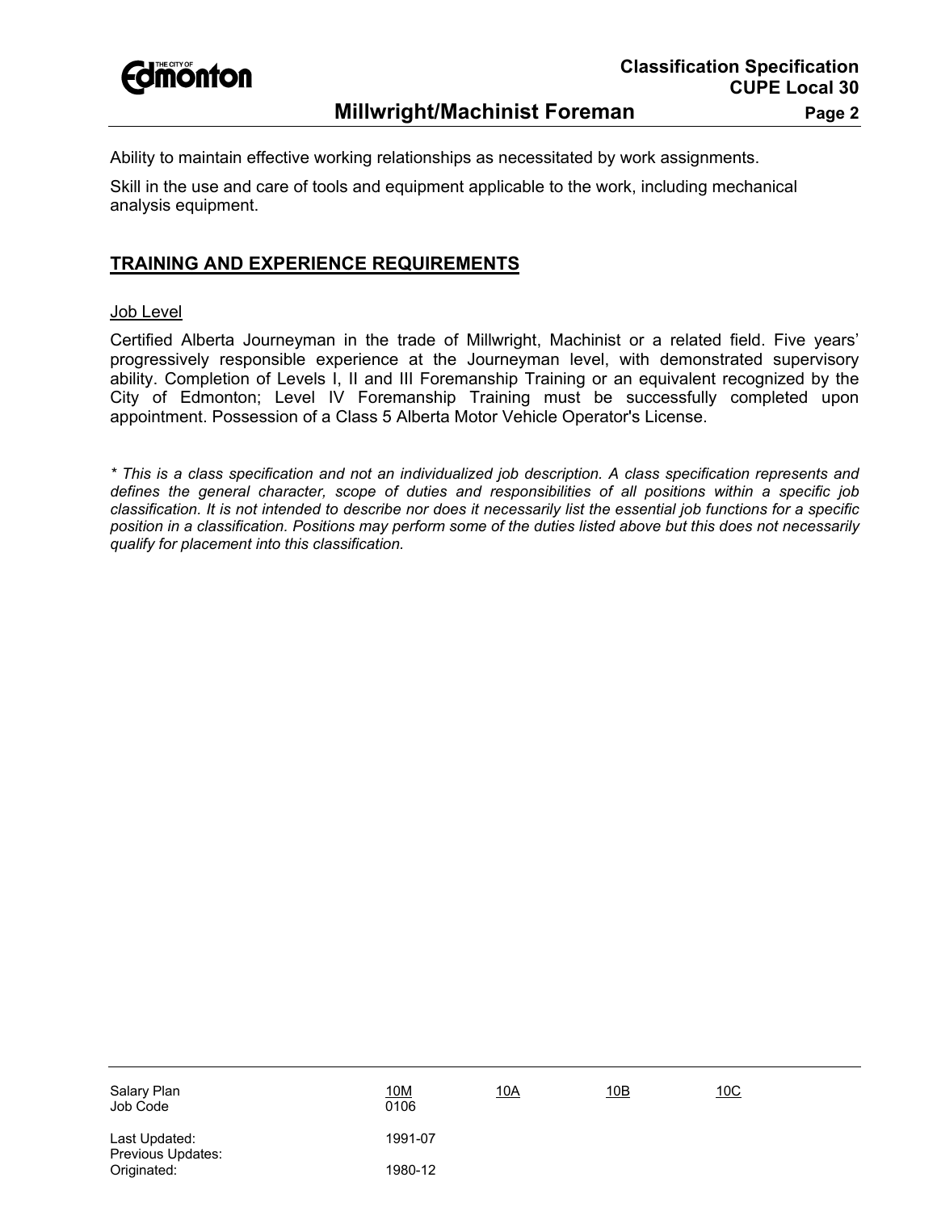Ability to maintain effective working relationships as necessitated by work assignments.

Skill in the use and care of tools and equipment applicable to the work, including mechanical analysis equipment.

## TRAINING AND EXPERIENCE REQUIREMENTS

Job Level

Certified Alberta Journeyman in the trade of Millwright, Machinist or a related field. Five years' progressively responsible experience at the Journeyman level, with demonstrated supervisory ability. Completion of Levels I, II and III Foremanship Training or an equivalent recognized by the City of Edmonton; Level IV Foremanship Training must be successfully completed upon appointment. Possession of a Class 5 Alberta Motor Vehicle Operator's License.

*\* This is a class specification and not an individualized job description. A class specification represents and defines the general character, scope of duties and responsibilities of all positions within a specific job classification. It is not intended to describe nor does it necessarily list the essential job functions for a specific position in a classification. Positions may perform some of the duties listed above but this does not necessarily qualify for placement into this classification.*

| | | | | |
|---|---|---|---|---|
| Salary Plan | 10M | 10A | 10B | 10C |
| Job Code | 0106 | | | |
| Last Updated: | 1991-07 | | | |
| Previous Updates: | | | | |
| Originated: | 1980-12 | | | |